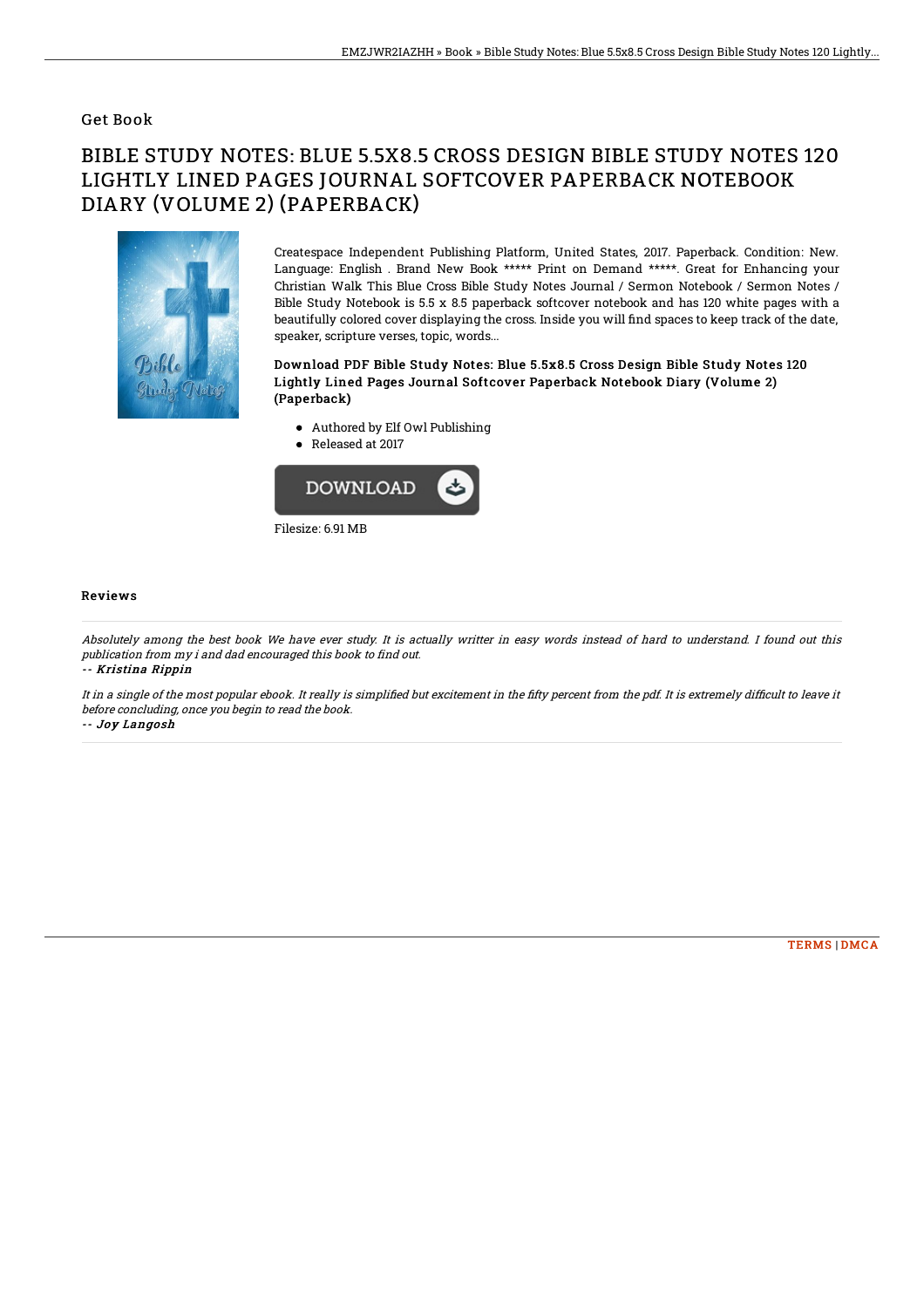## Get Book

# BIBLE STUDY NOTES: BLUE 5.5X8.5 CROSS DESIGN BIBLE STUDY NOTES 120 LIGHTLY LINED PAGES JOURNAL SOFTCOVER PAPERBACK NOTEBOOK DIARY (VOLUME 2) (PAPERBACK)

Createspace Independent Publishing Platform, United States, 2017. Paperback. Condition: New. Language: English . Brand New Book ***** Print on Demand *****. Great for Enhancing your Christian Walk This Blue Cross Bible Study Notes Journal / Sermon Notebook / Sermon Notes / Bible Study Notebook is 5.5 x 8.5 paperback softcover notebook and has 120 white pages with a beautifully colored cover displaying the cross. Inside you will find spaces to keep track of the date, speaker, scripture verses, topic, words...

### Download PDF Bible Study Notes: Blue 5.5x8.5 Cross Design Bible Study Notes 120 Lightly Lined Pages Journal Softcover Paperback Notebook Diary (Volume 2) (Paperback)

- Authored by Elf Owl Publishing
- Released at 2017

DOWNLOAD

Filesize: 6.91 MB

### Reviews

*Absolutely among the best book We have ever study. It is actually writter in easy words instead of hard to understand. I found out this publication from my i and dad encouraged this book to find out.*

*-- Kristina Rippin*

*It in a single of the most popular ebook. It really is simplified but excitement in the fifty percent from the pdf. It is extremely difficult to leave it before concluding, once you begin to read the book.*

*-- Joy Langosh*

TERMS | DMCA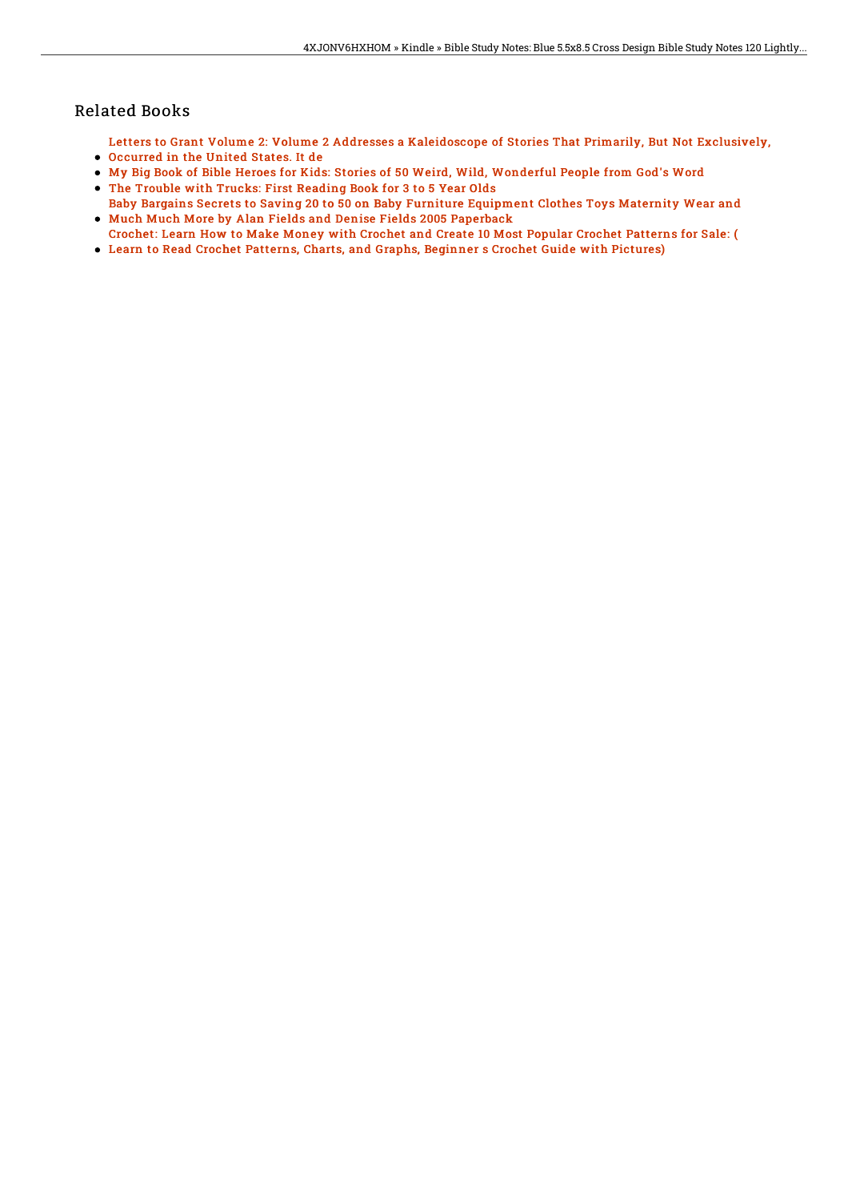## Related Books

- Letters to Grant Volume 2: Volume 2 Addresses a Kaleidoscope of Stories That Primarily, But Not Exclusively, Occurred in the United States. It de
- My Big Book of Bible Heroes for Kids: Stories of 50 Weird, Wild, Wonderful People from God's Word
- The Trouble with Trucks: First Reading Book for 3 to 5 Year Olds
- Baby Bargains Secrets to Saving 20 to 50 on Baby Furniture Equipment Clothes Toys Maternity Wear and Much Much More by Alan Fields and Denise Fields 2005 Paperback
- Crochet: Learn How to Make Money with Crochet and Create 10 Most Popular Crochet Patterns for Sale: ( Learn to Read Crochet Patterns, Charts, and Graphs, Beginner s Crochet Guide with Pictures)